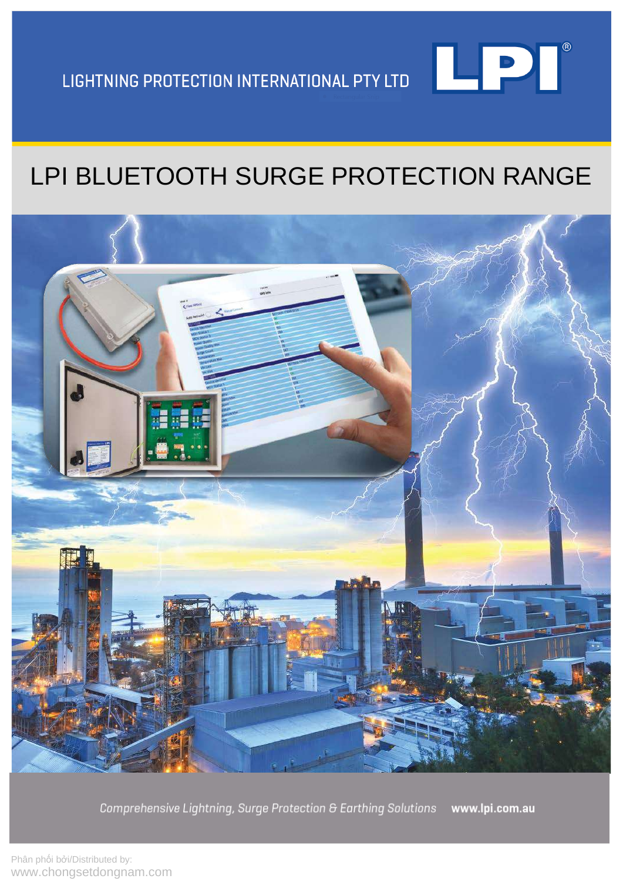LIGHTNING PROTECTION INTERNATIONAL PTY LTD

LPI®

# LPI BLUETOOTH SURGE PROTECTION RANGE

*Comprehensive Lightning, Surge Protection & Earthing Solutions* **www.lpi.com.au**

Phân phối bởi/Distributed by:
www.chongsetdongnam.com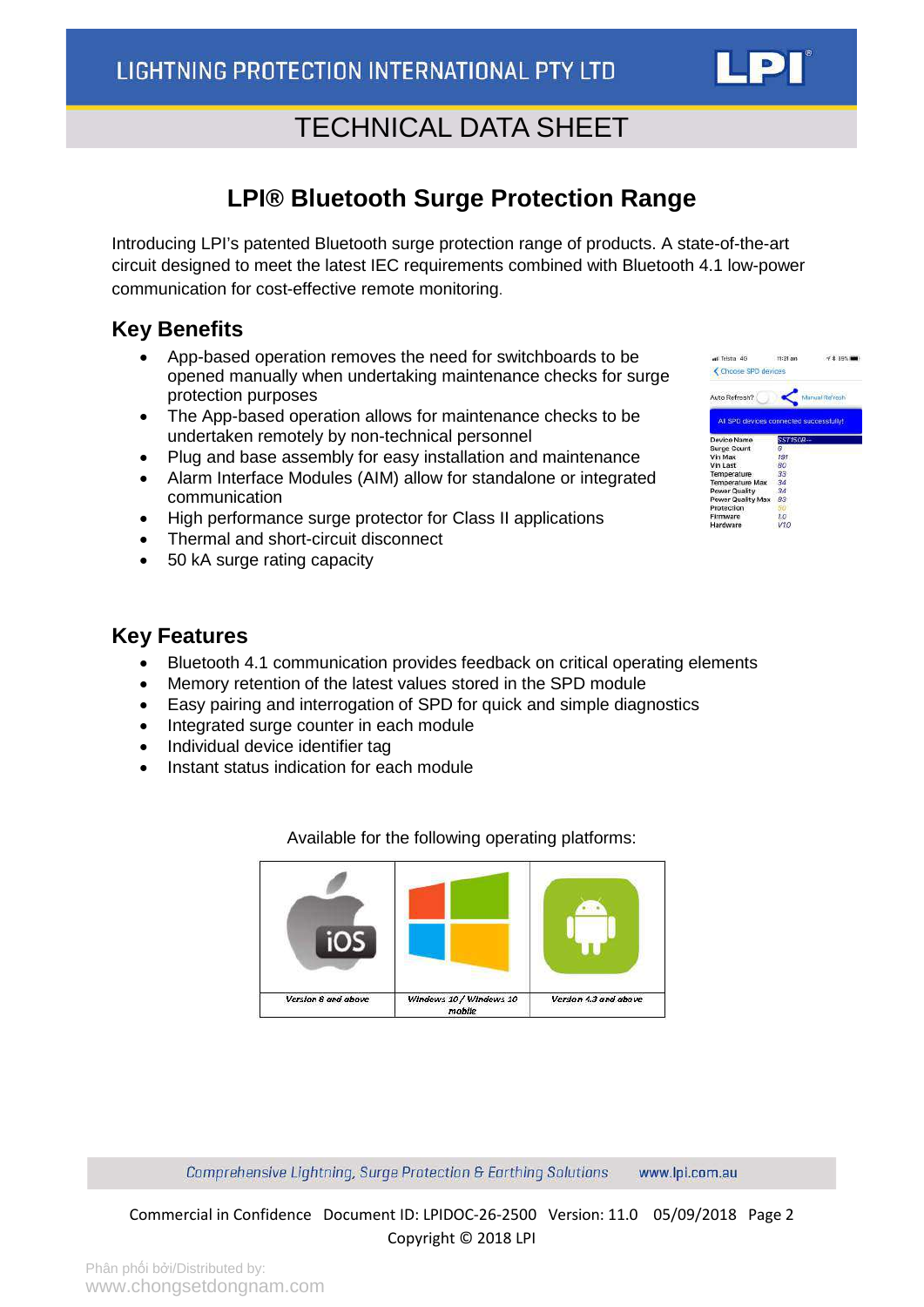# LPI® Bluetooth Surge Protection Range

Introducing LPI's patented Bluetooth surge protection range of products. A state-of-the-art circuit designed to meet the latest IEC requirements combined with Bluetooth 4.1 low-power communication for cost-effective remote monitoring.

## Key Benefits

- App-based operation removes the need for switchboards to be opened manually when undertaking maintenance checks for surge protection purposes
- The App-based operation allows for maintenance checks to be undertaken remotely by non-technical personnel
- Plug and base assembly for easy installation and maintenance
- Alarm Interface Modules (AIM) allow for standalone or integrated communication
- High performance surge protector for Class II applications
- Thermal and short-circuit disconnect
- 50 kA surge rating capacity

## Key Features

- Bluetooth 4.1 communication provides feedback on critical operating elements
- Memory retention of the latest values stored in the SPD module
- Easy pairing and interrogation of SPD for quick and simple diagnostics
- Integrated surge counter in each module
- Individual device identifier tag
- Instant status indication for each module

Available for the following operating platforms:

| iOS | Windows | Android |
|---|---|---|
| Version 8 and above | Windows 10 / Windows 10 mobile | Version 4.3 and above |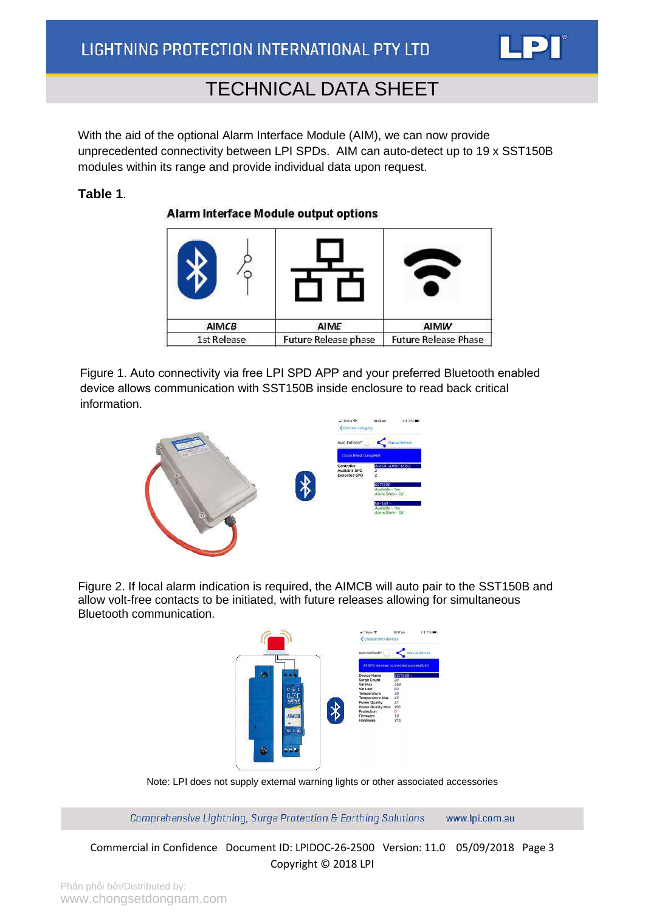With the aid of the optional Alarm Interface Module (AIM), we can now provide unprecedented connectivity between LPI SPDs. AIM can auto-detect up to 19 x SST150B modules within its range and provide individual data upon request.

**Table 1**.

**Alarm Interface Module output options**

| AIMCB | AIME | AIMW |
|---|---|---|
| 1st Release | Future Release phase | Future Release Phase |

Figure 1. Auto connectivity via free LPI SPD APP and your preferred Bluetooth enabled device allows communication with SST150B inside enclosure to read back critical information.

Figure 2. If local alarm indication is required, the AIMCB will auto pair to the SST150B and allow volt-free contacts to be initiated, with future releases allowing for simultaneous Bluetooth communication.

Note: LPI does not supply external warning lights or other associated accessories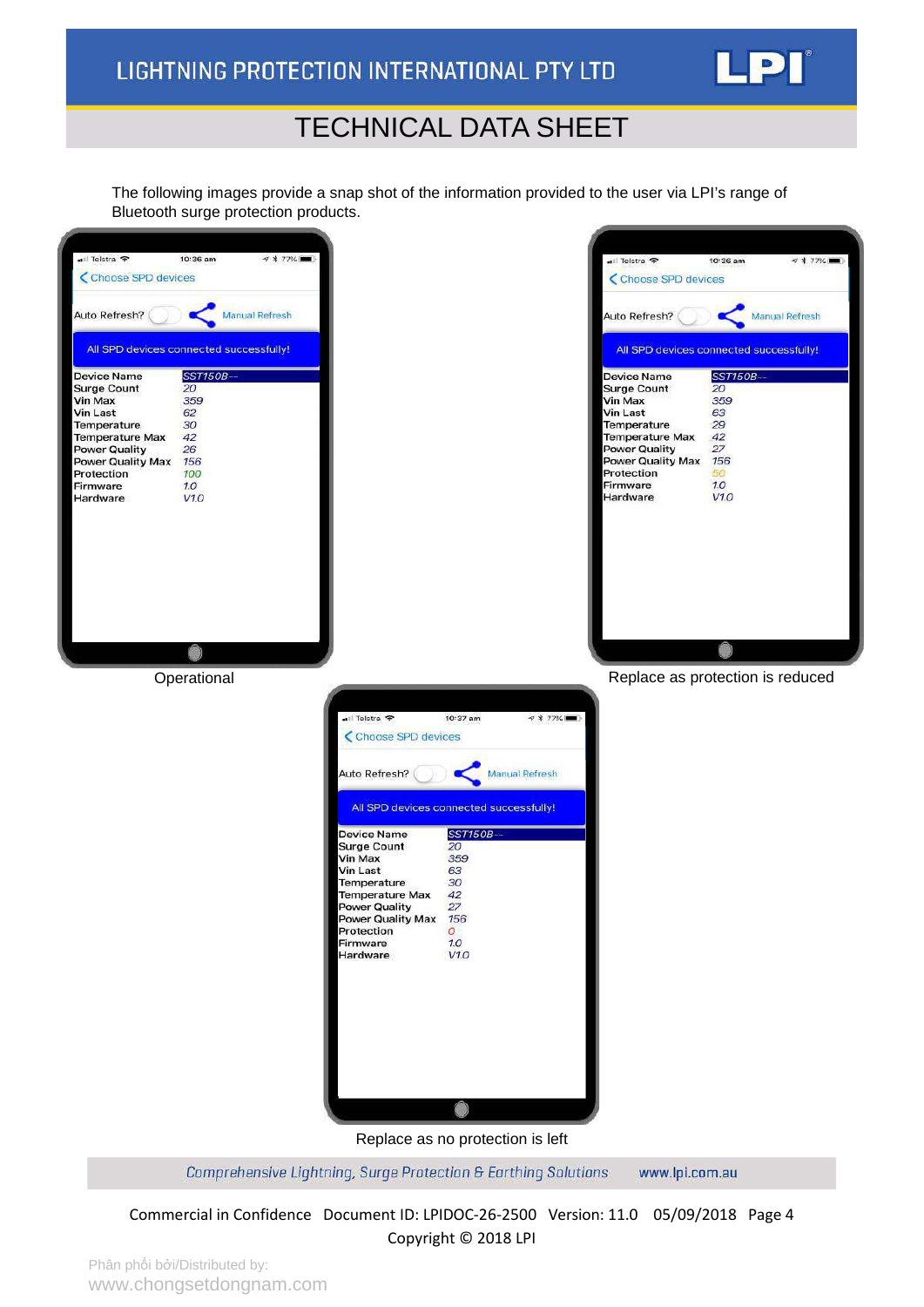# TECHNICAL DATA SHEET

The following images provide a snap shot of the information provided to the user via LPI's range of Bluetooth surge protection products.

| Parameter | Operational | Replace as protection is reduced | Replace as no protection is left |
|---|---|---|---|
| Device Name | SST150B-- | SST150B-- | SST150B-- |
| Surge Count | 20 | 20 | 20 |
| Vin Max | 359 | 359 | 359 |
| Vin Last | 62 | 63 | 63 |
| Temperature | 30 | 29 | 30 |
| Temperature Max | 42 | 42 | 42 |
| Power Quality | 26 | 27 | 27 |
| Power Quality Max | 156 | 156 | 156 |
| Protection | 100 | 50 | 0 |
| Firmware | 1.0 | 1.0 | 1.0 |
| Hardware | V1.0 | V1.0 | V1.0 |

Operational

Replace as protection is reduced

Replace as no protection is left

Comprehensive Lightning, Surge Protection & Earthing Solutions www.lpi.com.au

Commercial in Confidence Document ID: LPIDOC-26-2500 Version: 11.0 05/09/2018

Copyright © 2018 LPI

Phân phối bởi/Distributed by:
www.chongsetdongnam.com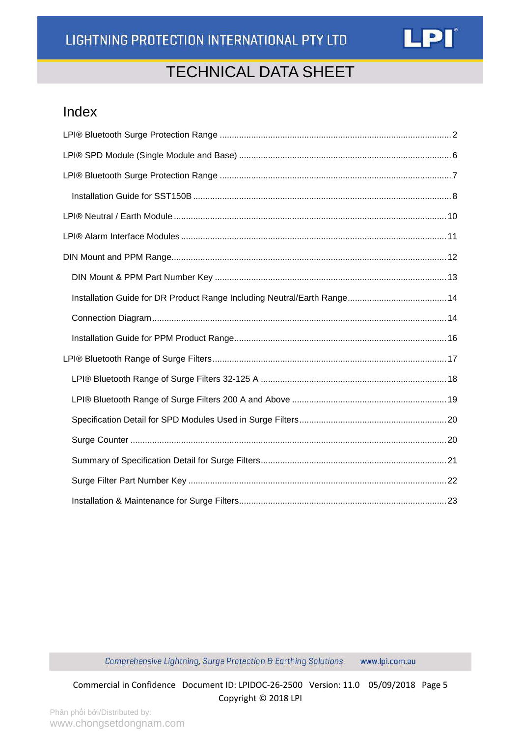# TECHNICAL DATA SHEET

## Index

LPI® Bluetooth Surge Protection Range ........................................ 2

LPI® SPD Module (Single Module and Base) ........................................ 6

LPI® Bluetooth Surge Protection Range ........................................ 7

- Installation Guide for SST150B ........................................ 8

LPI® Neutral / Earth Module ........................................ 10

LPI® Alarm Interface Modules ........................................ 11

DIN Mount and PPM Range ........................................ 12

- DIN Mount & PPM Part Number Key ........................................ 13
- Installation Guide for DR Product Range Including Neutral/Earth Range ........................................ 14
- Connection Diagram ........................................ 14
- Installation Guide for PPM Product Range ........................................ 16

LPI® Bluetooth Range of Surge Filters ........................................ 17

- LPI® Bluetooth Range of Surge Filters 32-125 A ........................................ 18
- LPI® Bluetooth Range of Surge Filters 200 A and Above ........................................ 19
- Specification Detail for SPD Modules Used in Surge Filters ........................................ 20
- Surge Counter ........................................ 20
- Summary of Specification Detail for Surge Filters ........................................ 21
- Surge Filter Part Number Key ........................................ 22
- Installation & Maintenance for Surge Filters ........................................ 23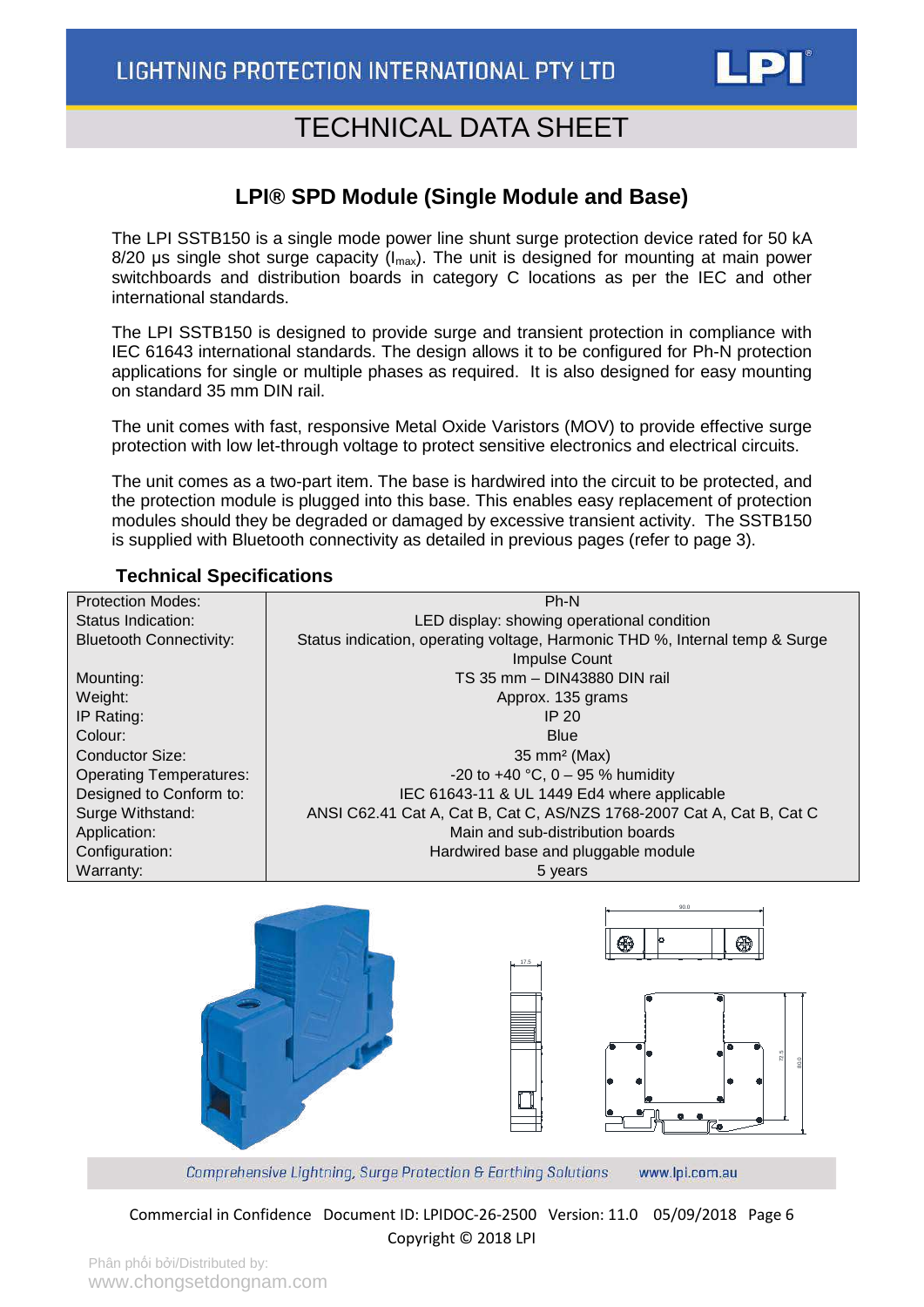# TECHNICAL DATA SHEET

## LPI® SPD Module (Single Module and Base)

The LPI SSTB150 is a single mode power line shunt surge protection device rated for 50 kA 8/20 µs single shot surge capacity ($I_{max}$). The unit is designed for mounting at main power switchboards and distribution boards in category C locations as per the IEC and other international standards.

The LPI SSTB150 is designed to provide surge and transient protection in compliance with IEC 61643 international standards. The design allows it to be configured for Ph-N protection applications for single or multiple phases as required. It is also designed for easy mounting on standard 35 mm DIN rail.

The unit comes with fast, responsive Metal Oxide Varistors (MOV) to provide effective surge protection with low let-through voltage to protect sensitive electronics and electrical circuits.

The unit comes as a two-part item. The base is hardwired into the circuit to be protected, and the protection module is plugged into this base. This enables easy replacement of protection modules should they be degraded or damaged by excessive transient activity. The SSTB150 is supplied with Bluetooth connectivity as detailed in previous pages (refer to page 3).

### Technical Specifications

| | |
|---|---|
| Protection Modes: | Ph-N |
| Status Indication: | LED display: showing operational condition |
| Bluetooth Connectivity: | Status indication, operating voltage, Harmonic THD %, Internal temp & Surge Impulse Count |
| Mounting: | TS 35 mm – DIN43880 DIN rail |
| Weight: | Approx. 135 grams |
| IP Rating: | IP 20 |
| Colour: | Blue |
| Conductor Size: | 35 mm² (Max) |
| Operating Temperatures: | -20 to +40 °C, 0 – 95 % humidity |
| Designed to Conform to: | IEC 61643-11 & UL 1449 Ed4 where applicable |
| Surge Withstand: | ANSI C62.41 Cat A, Cat B, Cat C, AS/NZS 1768-2007 Cat A, Cat B, Cat C |
| Application: | Main and sub-distribution boards |
| Configuration: | Hardwired base and pluggable module |
| Warranty: | 5 years |

*Comprehensive Lightning, Surge Protection & Earthing Solutions* www.lpi.com.au

Commercial in Confidence Document ID: LPIDOC-26-2500 Version: 11.0 05/09/2018

Copyright © 2018 LPI

Phân phối bởi/Distributed by:
www.chongsetdongnam.com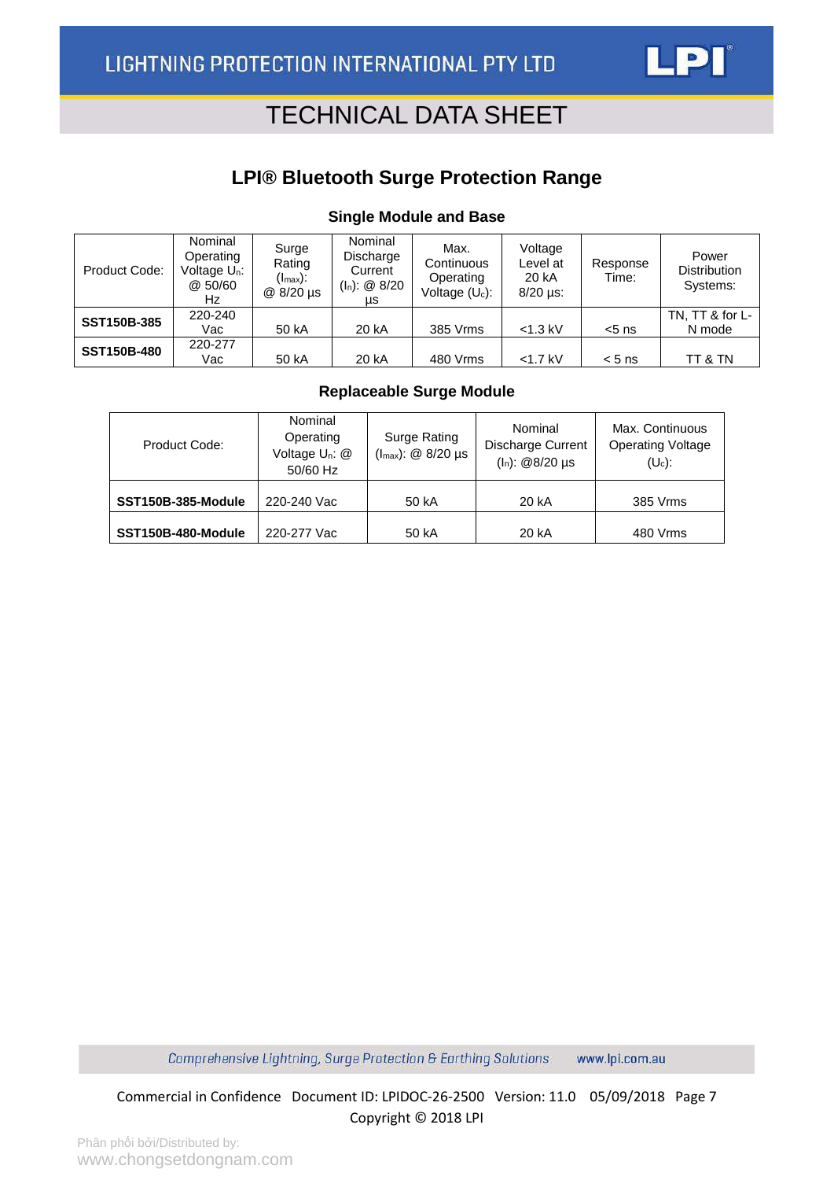# LPI® Bluetooth Surge Protection Range

### Single Module and Base

| Product Code: | Nominal Operating Voltage $U_n$: @ 50/60 Hz | Surge Rating ($I_{max}$): @ 8/20 µs | Nominal Discharge Current ($I_n$): @ 8/20 µs | Max. Continuous Operating Voltage ($U_c$): | Voltage Level at 20 kA 8/20 µs: | Response Time: | Power Distribution Systems: |
|---|---|---|---|---|---|---|---|
| **SST150B-385** | 220-240 Vac | 50 kA | 20 kA | 385 Vrms | <1.3 kV | <5 ns | TN, TT & for L-N mode |
| **SST150B-480** | 220-277 Vac | 50 kA | 20 kA | 480 Vrms | <1.7 kV | < 5 ns | TT & TN |

### Replaceable Surge Module

| Product Code: | Nominal Operating Voltage $U_n$: @ 50/60 Hz | Surge Rating ($I_{max}$): @ 8/20 µs | Nominal Discharge Current ($I_n$): @8/20 µs | Max. Continuous Operating Voltage ($U_c$): |
|---|---|---|---|---|
| **SST150B-385-Module** | 220-240 Vac | 50 kA | 20 kA | 385 Vrms |
| **SST150B-480-Module** | 220-277 Vac | 50 kA | 20 kA | 480 Vrms |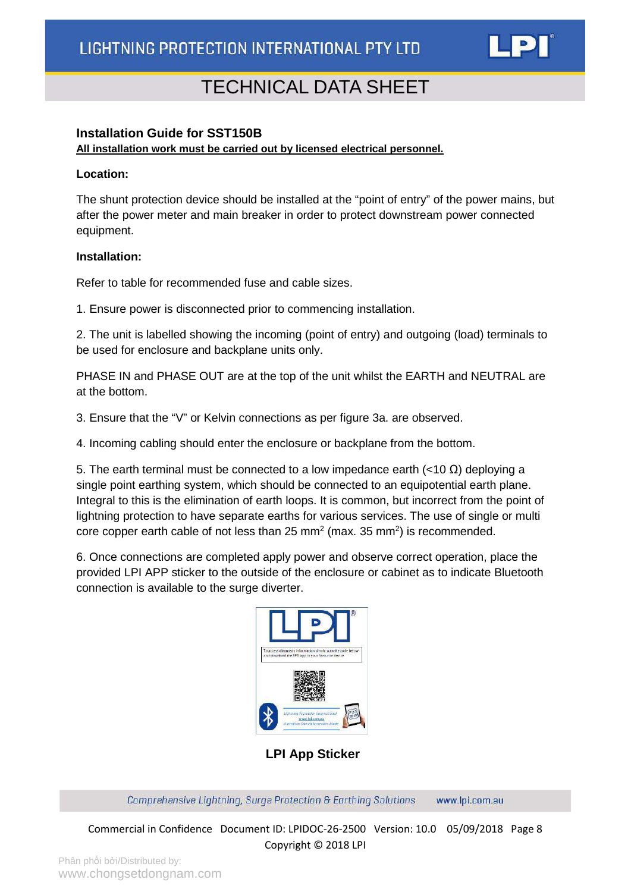## Installation Guide for SST150B

**All installation work must be carried out by licensed electrical personnel.**

**Location:**

The shunt protection device should be installed at the “point of entry” of the power mains, but after the power meter and main breaker in order to protect downstream power connected equipment.

**Installation:**

Refer to table for recommended fuse and cable sizes.

1. Ensure power is disconnected prior to commencing installation.

2. The unit is labelled showing the incoming (point of entry) and outgoing (load) terminals to be used for enclosure and backplane units only.

PHASE IN and PHASE OUT are at the top of the unit whilst the EARTH and NEUTRAL are at the bottom.

3. Ensure that the “V” or Kelvin connections as per figure 3a. are observed.

4. Incoming cabling should enter the enclosure or backplane from the bottom.

5. The earth terminal must be connected to a low impedance earth (<10 Ω) deploying a single point earthing system, which should be connected to an equipotential earth plane. Integral to this is the elimination of earth loops. It is common, but incorrect from the point of lightning protection to have separate earths for various services. The use of single or multi core copper earth cable of not less than 25 $mm^2$ (max. 35 $mm^2$) is recommended.

6. Once connections are completed apply power and observe correct operation, place the provided LPI APP sticker to the outside of the enclosure or cabinet as to indicate Bluetooth connection is available to the surge diverter.

**LPI App Sticker**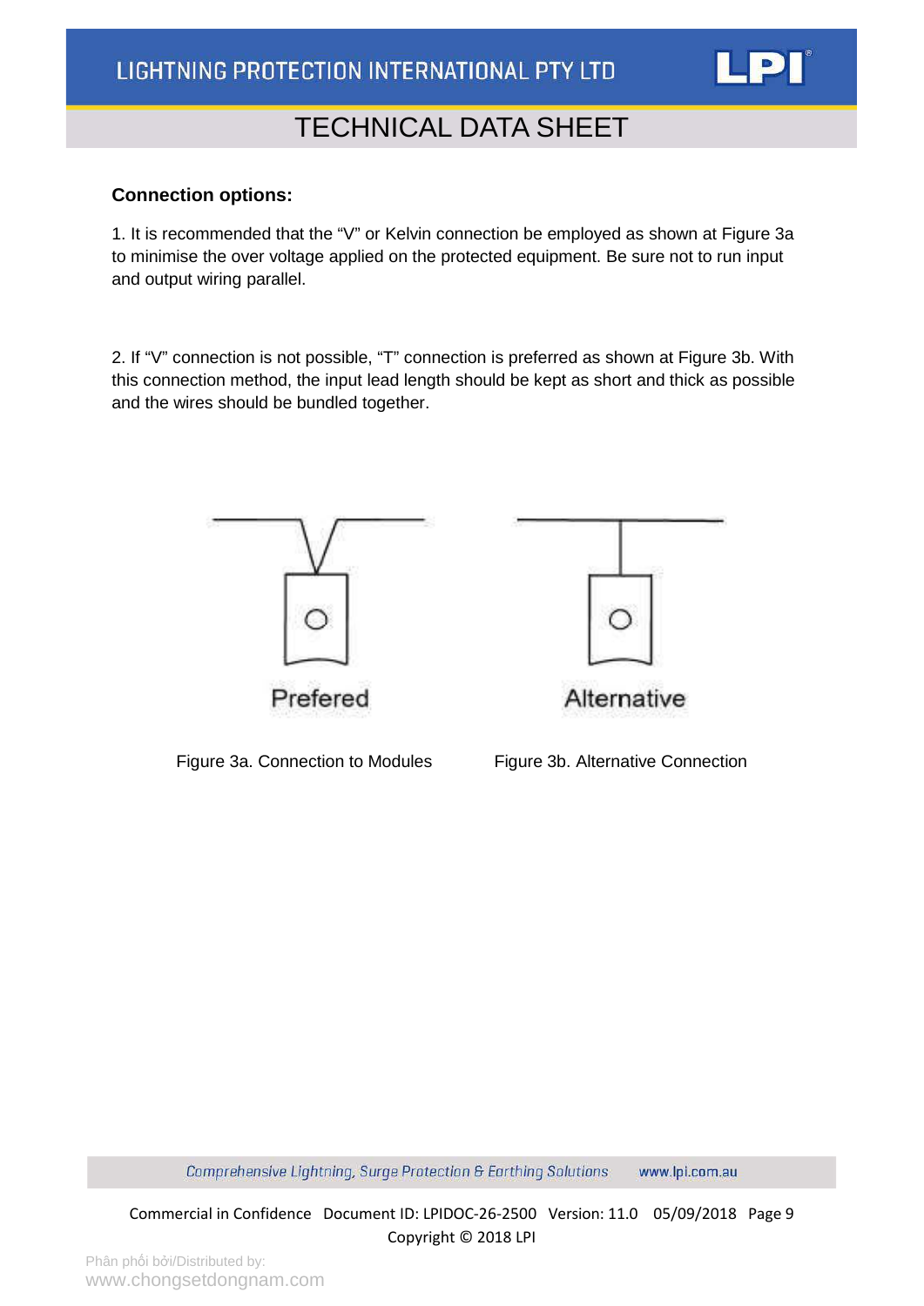**Connection options:**

1. It is recommended that the “V” or Kelvin connection be employed as shown at Figure 3a to minimise the over voltage applied on the protected equipment. Be sure not to run input and output wiring parallel.

2. If “V” connection is not possible, “T” connection is preferred as shown at Figure 3b. With this connection method, the input lead length should be kept as short and thick as possible and the wires should be bundled together.

Prefered

Figure 3a. Connection to Modules

Alternative

Figure 3b. Alternative Connection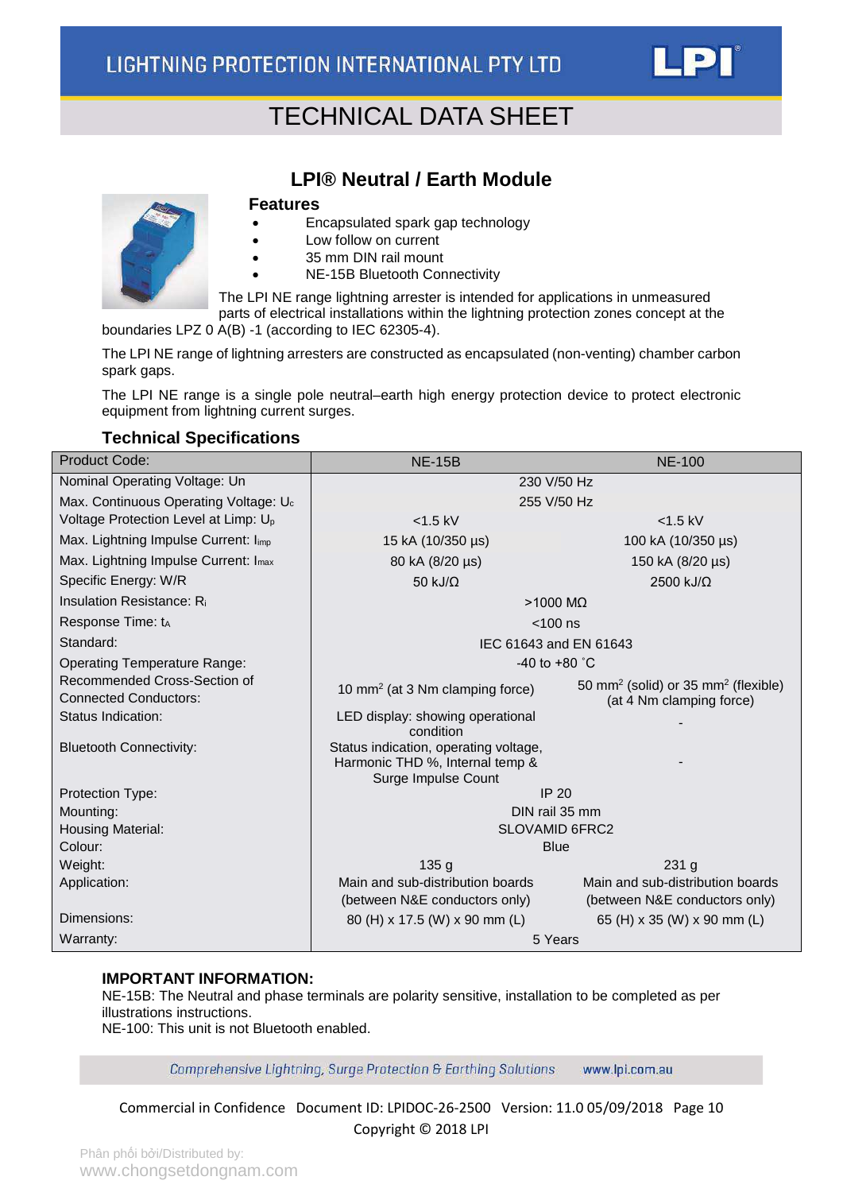# TECHNICAL DATA SHEET

## LPI® Neutral / Earth Module

### Features

- Encapsulated spark gap technology
- Low follow on current
- 35 mm DIN rail mount
- NE-15B Bluetooth Connectivity

The LPI NE range lightning arrester is intended for applications in unmeasured parts of electrical installations within the lightning protection zones concept at the boundaries LPZ 0 A(B) -1 (according to IEC 62305-4).

The LPI NE range of lightning arresters are constructed as encapsulated (non-venting) chamber carbon spark gaps.

The LPI NE range is a single pole neutral–earth high energy protection device to protect electronic equipment from lightning current surges.

### Technical Specifications

| Product Code: | NE-15B | NE-100 |
|---|---|---|
| Nominal Operating Voltage: Un | 230 V/50 Hz | |
| Max. Continuous Operating Voltage: $U_c$ | 255 V/50 Hz | |
| Voltage Protection Level at Limp: $U_p$ | <1.5 kV | <1.5 kV |
| Max. Lightning Impulse Current: $I_{imp}$ | 15 kA (10/350 µs) | 100 kA (10/350 µs) |
| Max. Lightning Impulse Current: $I_{max}$ | 80 kA (8/20 µs) | 150 kA (8/20 µs) |
| Specific Energy: W/R | 50 kJ/Ω | 2500 kJ/Ω |
| Insulation Resistance: $R_i$ | >1000 MΩ | |
| Response Time: $t_A$ | <100 ns | |
| Standard: | IEC 61643 and EN 61643 | |
| Operating Temperature Range: | -40 to +80 ˚C | |
| Recommended Cross-Section of Connected Conductors: | 10 mm$^2$ (at 3 Nm clamping force) | 50 mm$^2$ (solid) or 35 mm$^2$ (flexible) (at 4 Nm clamping force) |
| Status Indication: | LED display: showing operational condition | - |
| Bluetooth Connectivity: | Status indication, operating voltage, Harmonic THD %, Internal temp & Surge Impulse Count | - |
| Protection Type: | IP 20 | |
| Mounting: | DIN rail 35 mm | |
| Housing Material: | SLOVAMID 6FRC2 | |
| Colour: | Blue | |
| Weight: | 135 g | 231 g |
| Application: | Main and sub-distribution boards (between N&E conductors only) | Main and sub-distribution boards (between N&E conductors only) |
| Dimensions: | 80 (H) x 17.5 (W) x 90 mm (L) | 65 (H) x 35 (W) x 90 mm (L) |
| Warranty: | 5 Years | |

**IMPORTANT INFORMATION:**

NE-15B: The Neutral and phase terminals are polarity sensitive, installation to be completed as per illustrations instructions.

NE-100: This unit is not Bluetooth enabled.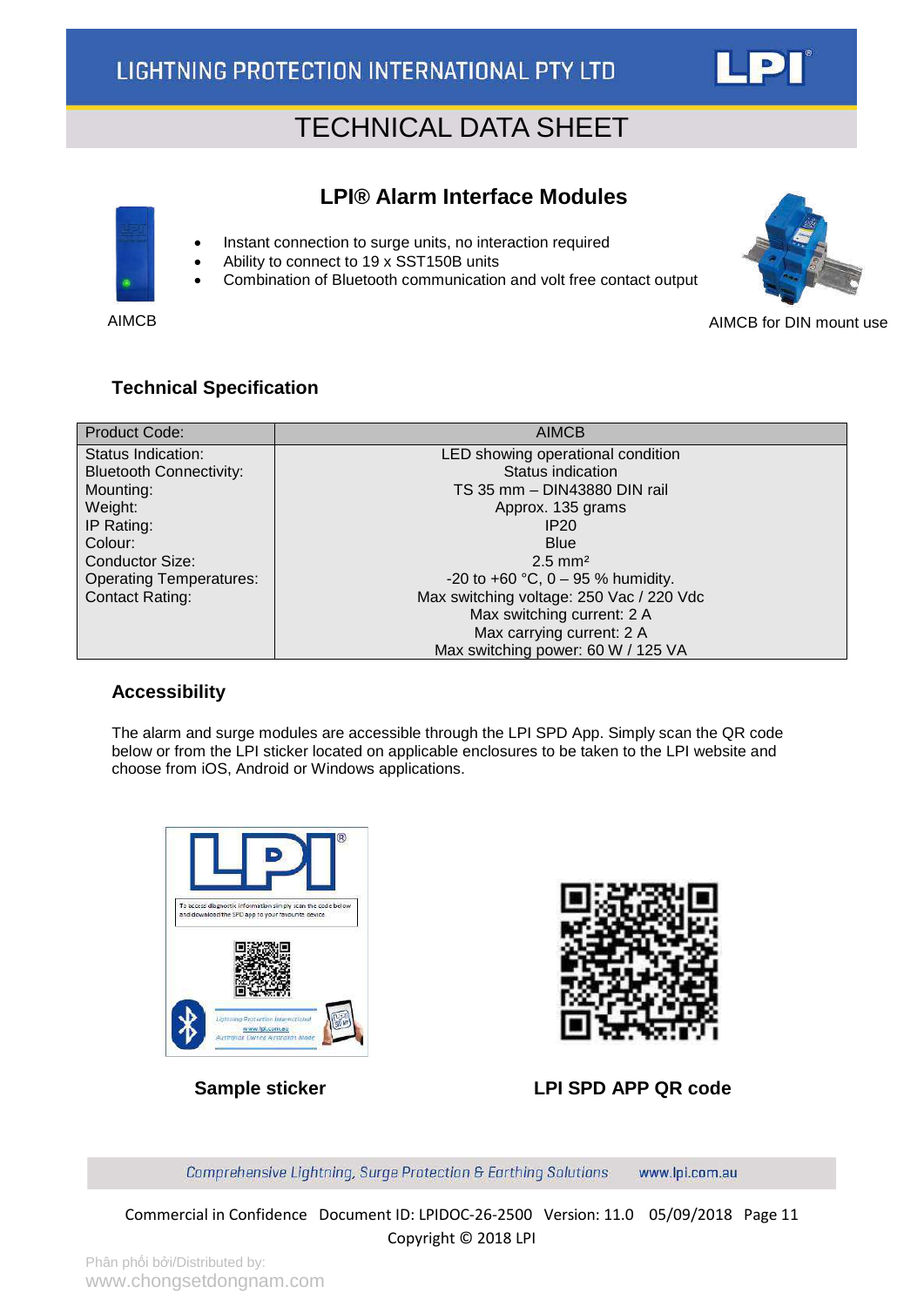# TECHNICAL DATA SHEET

## LPI® Alarm Interface Modules

- Instant connection to surge units, no interaction required
- Ability to connect to 19 x SST150B units
- Combination of Bluetooth communication and volt free contact output

AIMCB

AIMCB for DIN mount use

### Technical Specification

| Product Code: | AIMCB |
|---|---|
| Status Indication: | LED showing operational condition |
| Bluetooth Connectivity: | Status indication |
| Mounting: | TS 35 mm – DIN43880 DIN rail |
| Weight: | Approx. 135 grams |
| IP Rating: | IP20 |
| Colour: | Blue |
| Conductor Size: | 2.5 mm² |
| Operating Temperatures: | -20 to +60 °C, 0 – 95 % humidity. |
| Contact Rating: | Max switching voltage: 250 Vac / 220 Vdc<br>Max switching current: 2 A<br>Max carrying current: 2 A<br>Max switching power: 60 W / 125 VA |

### Accessibility

The alarm and surge modules are accessible through the LPI SPD App. Simply scan the QR code below or from the LPI sticker located on applicable enclosures to be taken to the LPI website and choose from iOS, Android or Windows applications.

**Sample sticker**

**LPI SPD APP QR code**

Comprehensive Lightning, Surge Protection & Earthing Solutions www.lpi.com.au

Commercial in Confidence Document ID: LPIDOC-26-2500 Version: 11.0 05/09/2018

Copyright © 2018 LPI

Phân phối bởi/Distributed by:
www.chongsetdongnam.com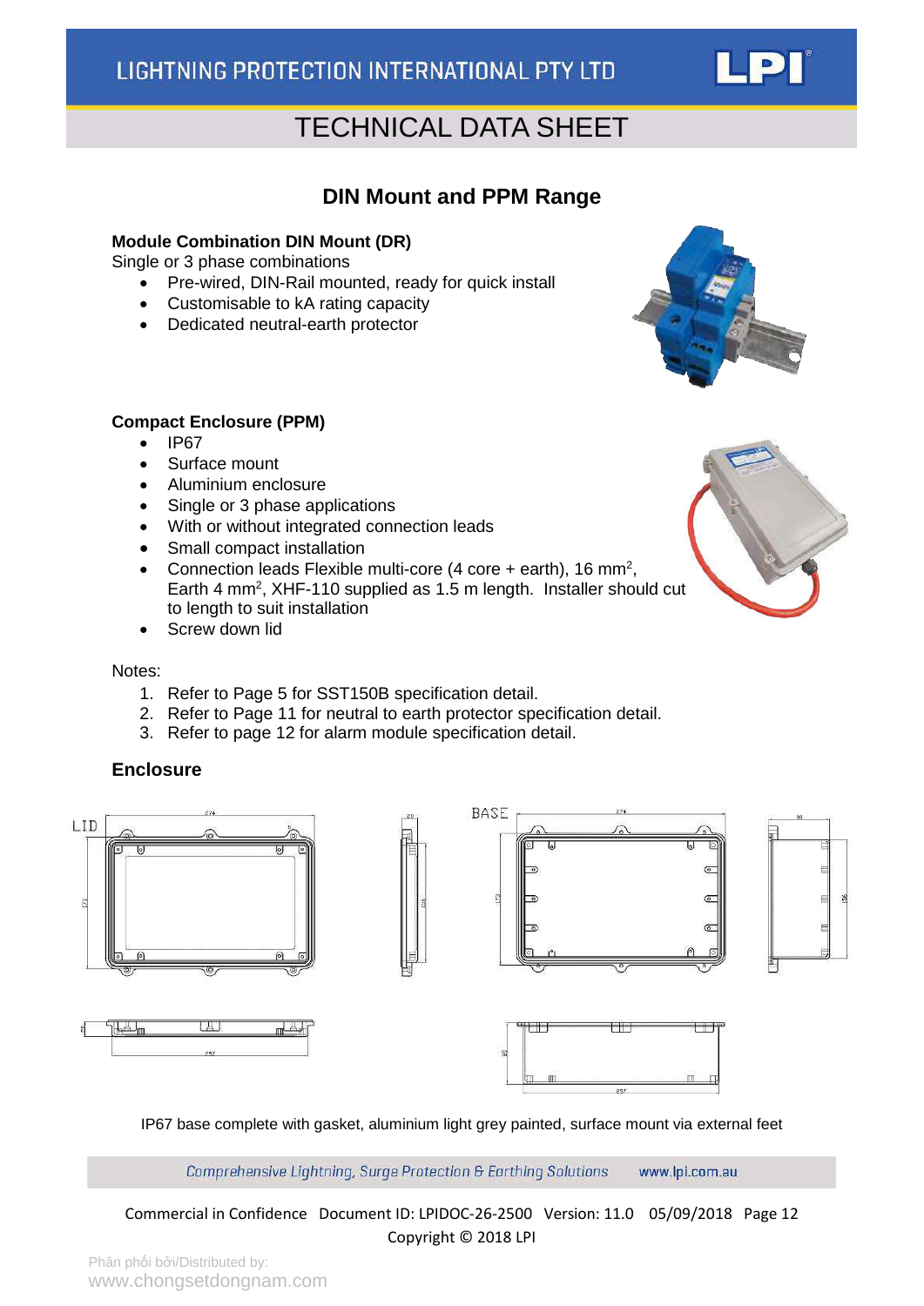# TECHNICAL DATA SHEET

## DIN Mount and PPM Range

**Module Combination DIN Mount (DR)**
Single or 3 phase combinations

- Pre-wired, DIN-Rail mounted, ready for quick install
- Customisable to kA rating capacity
- Dedicated neutral-earth protector

**Compact Enclosure (PPM)**

- IP67
- Surface mount
- Aluminium enclosure
- Single or 3 phase applications
- With or without integrated connection leads
- Small compact installation
- Connection leads Flexible multi-core (4 core + earth), 16 mm$^2$, Earth 4 mm$^2$, XHF-110 supplied as 1.5 m length. Installer should cut to length to suit installation
- Screw down lid

Notes:

1. Refer to Page 5 for SST150B specification detail.
2. Refer to Page 11 for neutral to earth protector specification detail.
3. Refer to page 12 for alarm module specification detail.

### Enclosure

IP67 base complete with gasket, aluminium light grey painted, surface mount via external feet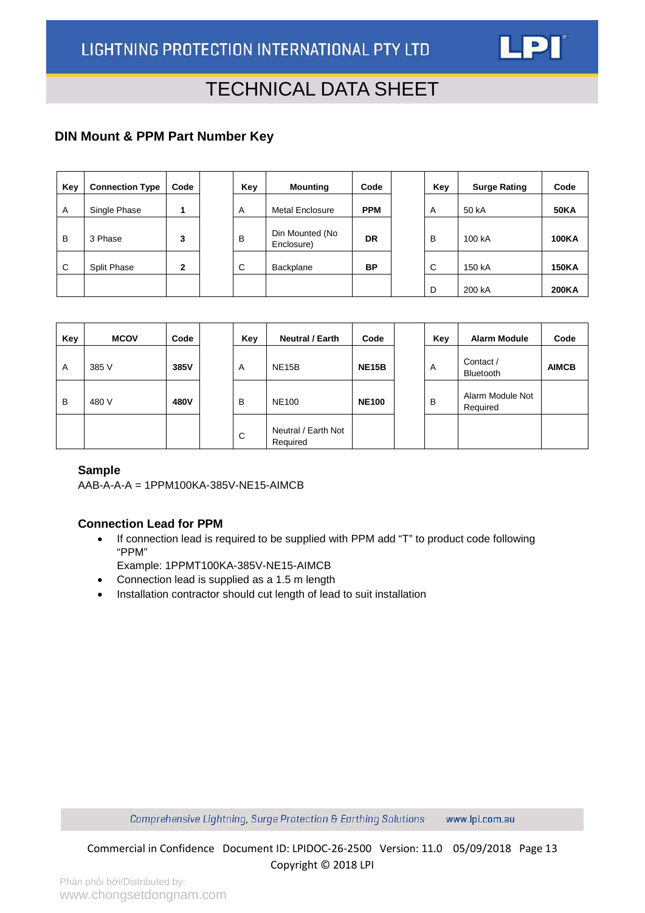## DIN Mount & PPM Part Number Key

| Key | Connection Type | Code | | Key | Mounting | Code | | Key | Surge Rating | Code |
|---|---|---|---|---|---|---|---|---|---|---|
| A | Single Phase | **1** | | A | Metal Enclosure | **PPM** | | A | 50 kA | **50KA** |
| B | 3 Phase | **3** | | B | Din Mounted (No Enclosure) | **DR** | | B | 100 kA | **100KA** |
| C | Split Phase | **2** | | C | Backplane | **BP** | | C | 150 kA | **150KA** |
| | | | | | | | | D | 200 kA | **200KA** |

| Key | MCOV | Code | | Key | Neutral / Earth | Code | | Key | Alarm Module | Code |
|---|---|---|---|---|---|---|---|---|---|---|
| A | 385 V | **385V** | | A | NE15B | **NE15B** | | A | Contact / Bluetooth | **AIMCB** |
| B | 480 V | **480V** | | B | NE100 | **NE100** | | B | Alarm Module Not Required | |
| | | | | C | Neutral / Earth Not Required | | | | | |

### Sample

AAB-A-A-A = 1PPM100KA-385V-NE15-AIMCB

### Connection Lead for PPM

- If connection lead is required to be supplied with PPM add "T" to product code following "PPM"
  Example: 1PPMT100KA-385V-NE15-AIMCB
- Connection lead is supplied as a 1.5 m length
- Installation contractor should cut length of lead to suit installation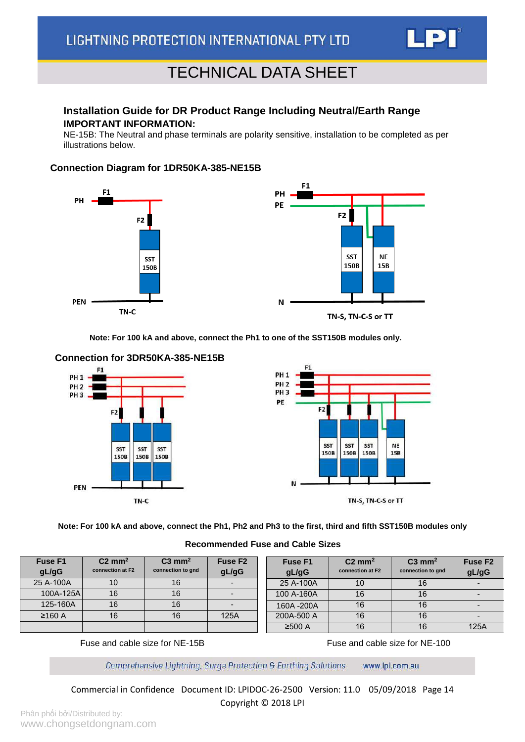## Installation Guide for DR Product Range Including Neutral/Earth Range

**IMPORTANT INFORMATION:**

NE-15B: The Neutral and phase terminals are polarity sensitive, installation to be completed as per illustrations below.

### Connection Diagram for 1DR50KA-385-NE15B

PH F1 F2 SST 150B PEN TN-C

PH PE F1 F2 SST 150B NE 15B N TN-S, TN-C-S or TT

**Note: For 100 kA and above, connect the Ph1 to one of the SST150B modules only.**

### Connection for 3DR50KA-385-NE15B

F1 PH 1 PH 2 PH 3 F2 SST 150B SST 150B SST 150B PEN TN-C

F1 PH 1 PH 2 PH 3 PE F2 SST 150B SST 150B SST 150B NE 15B N TN-S, TN-C-S or TT

**Note: For 100 kA and above, connect the Ph1, Ph2 and Ph3 to the first, third and fifth SST150B modules only**

**Recommended Fuse and Cable Sizes**

| Fuse F1 gL/gG | C2 mm² connection at F2 | C3 mm² connection to gnd | Fuse F2 gL/gG |
|---|---|---|---|
| 25 A-100A | 10 | 16 | - |
| 100A-125A | 16 | 16 | - |
| 125-160A | 16 | 16 | - |
| ≥160 A | 16 | 16 | 125A |
| | | | |

Fuse and cable size for NE-15B

| Fuse F1 gL/gG | C2 mm² connection at F2 | C3 mm² connection to gnd | Fuse F2 gL/gG |
|---|---|---|---|
| 25 A-100A | 10 | 16 | - |
| 100 A-160A | 16 | 16 | - |
| 160A -200A | 16 | 16 | - |
| 200A-500 A | 16 | 16 | - |
| ≥500 A | 16 | 16 | 125A |

Fuse and cable size for NE-100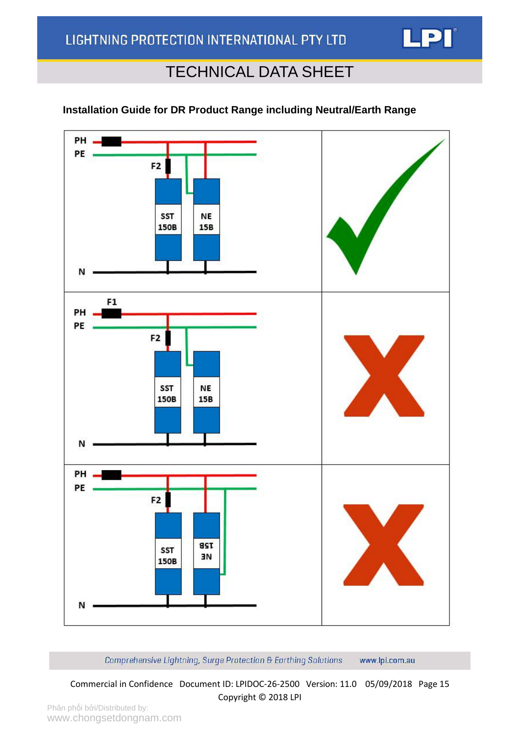**Installation Guide for DR Product Range including Neutral/Earth Range**

PH
PE
F2
SST 150B
NE 15B
N

F1
PH
PE
F2
SST 150B
NE 15B
N

PH
PE
F2
SST 150B
NE 15B
N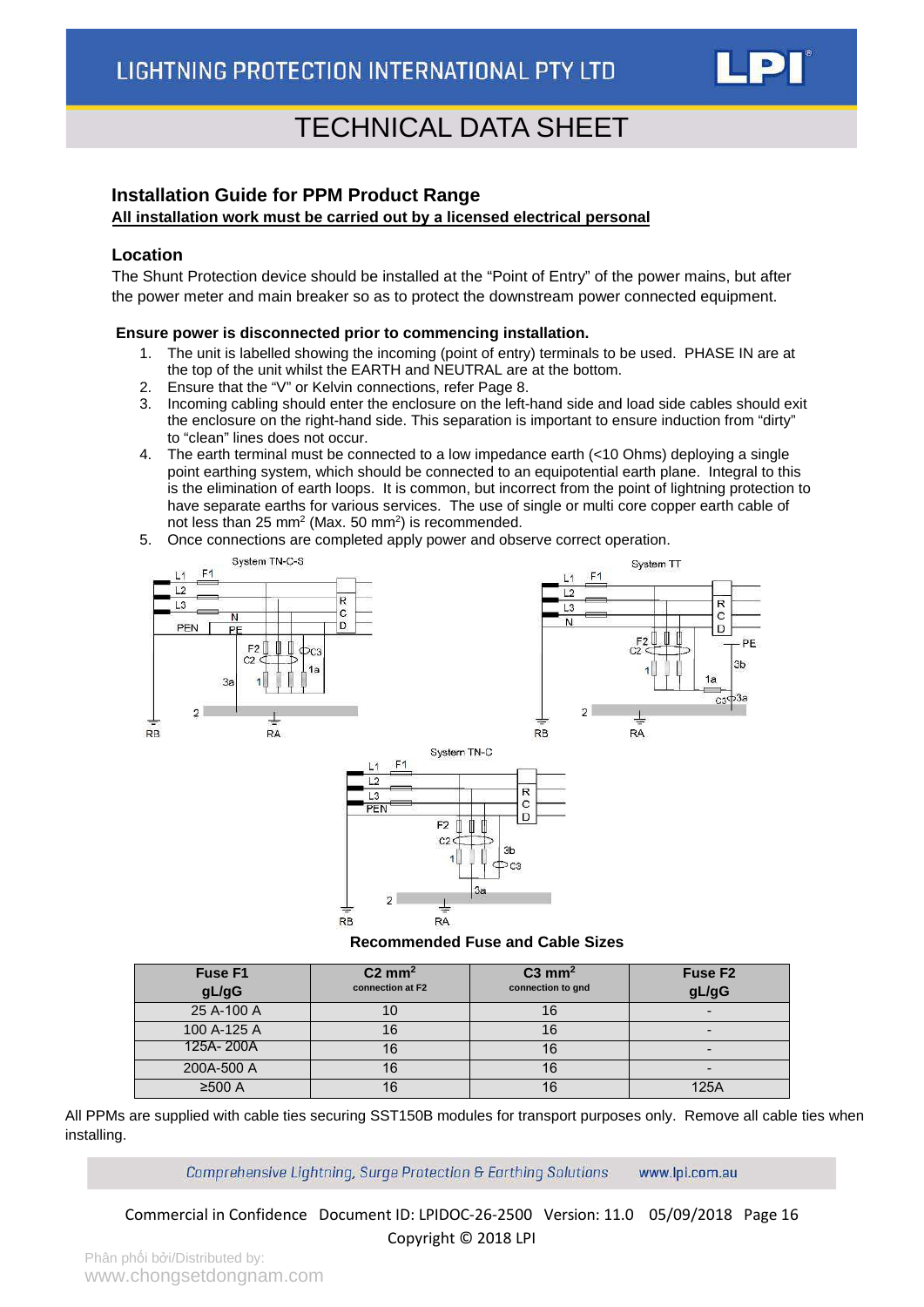## Installation Guide for PPM Product Range

**All installation work must be carried out by a licensed electrical personal**

### Location

The Shunt Protection device should be installed at the "Point of Entry" of the power mains, but after the power meter and main breaker so as to protect the downstream power connected equipment.

**Ensure power is disconnected prior to commencing installation.**

1. The unit is labelled showing the incoming (point of entry) terminals to be used. PHASE IN are at the top of the unit whilst the EARTH and NEUTRAL are at the bottom.
2. Ensure that the "V" or Kelvin connections, refer Page 8.
3. Incoming cabling should enter the enclosure on the left-hand side and load side cables should exit the enclosure on the right-hand side. This separation is important to ensure induction from "dirty" to "clean" lines does not occur.
4. The earth terminal must be connected to a low impedance earth (<10 Ohms) deploying a single point earthing system, which should be connected to an equipotential earth plane. Integral to this is the elimination of earth loops. It is common, but incorrect from the point of lightning protection to have separate earths for various services. The use of single or multi core copper earth cable of not less than 25 mm$^2$ (Max. 50 mm$^2$) is recommended.
5. Once connections are completed apply power and observe correct operation.

System TN-C-S

System TT

System TN-C

**Recommended Fuse and Cable Sizes**

| Fuse F1 gL/gG | C2 mm$^2$ connection at F2 | C3 mm$^2$ connection to gnd | Fuse F2 gL/gG |
|---|---|---|---|
| 25 A-100 A | 10 | 16 | - |
| 100 A-125 A | 16 | 16 | - |
| 125A- 200A | 16 | 16 | - |
| 200A-500 A | 16 | 16 | - |
| ≥500 A | 16 | 16 | 125A |

All PPMs are supplied with cable ties securing SST150B modules for transport purposes only. Remove all cable ties when installing.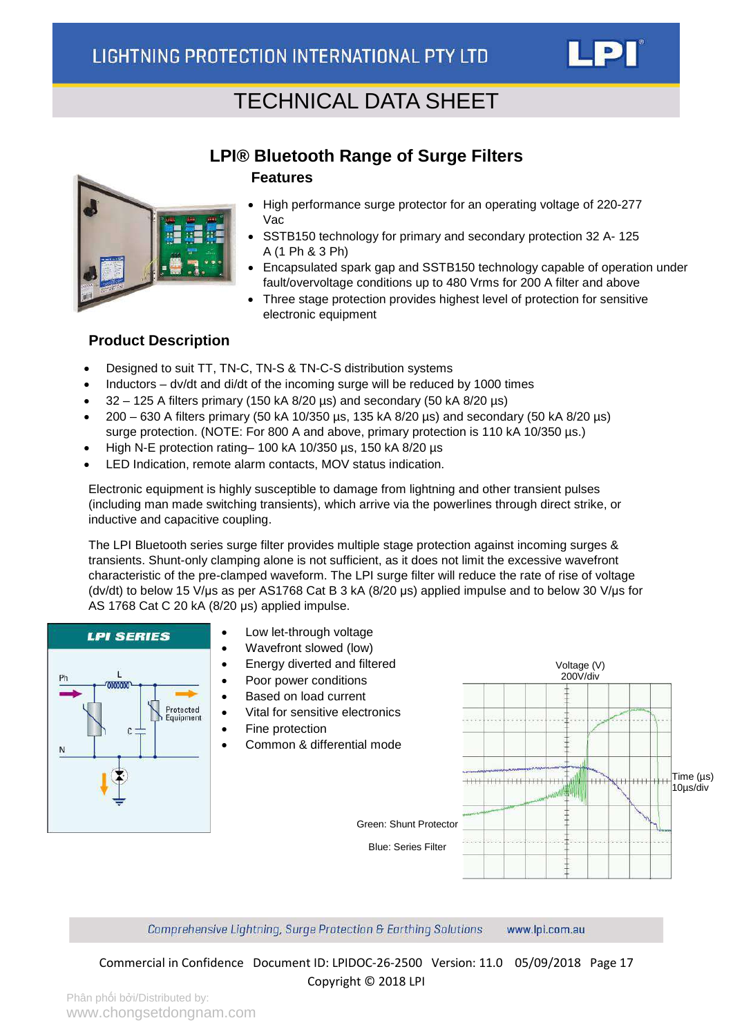# LPI® Bluetooth Range of Surge Filters

## Features

- High performance surge protector for an operating voltage of 220-277 Vac
- SSTB150 technology for primary and secondary protection 32 A- 125 A (1 Ph & 3 Ph)
- Encapsulated spark gap and SSTB150 technology capable of operation under fault/overvoltage conditions up to 480 Vrms for 200 A filter and above
- Three stage protection provides highest level of protection for sensitive electronic equipment

## Product Description

- Designed to suit TT, TN-C, TN-S & TN-C-S distribution systems
- Inductors – dv/dt and di/dt of the incoming surge will be reduced by 1000 times
- 32 – 125 A filters primary (150 kA 8/20 µs) and secondary (50 kA 8/20 µs)
- 200 – 630 A filters primary (50 kA 10/350 µs, 135 kA 8/20 µs) and secondary (50 kA 8/20 µs) surge protection. (NOTE: For 800 A and above, primary protection is 110 kA 10/350 µs.)
- High N-E protection rating– 100 kA 10/350 µs, 150 kA 8/20 µs
- LED Indication, remote alarm contacts, MOV status indication.

Electronic equipment is highly susceptible to damage from lightning and other transient pulses (including man made switching transients), which arrive via the powerlines through direct strike, or inductive and capacitive coupling.

The LPI Bluetooth series surge filter provides multiple stage protection against incoming surges & transients. Shunt-only clamping alone is not sufficient, as it does not limit the excessive wavefront characteristic of the pre-clamped waveform. The LPI surge filter will reduce the rate of rise of voltage (dv/dt) to below 15 V/µs as per AS1768 Cat B 3 kA (8/20 µs) applied impulse and to below 30 V/µs for AS 1768 Cat C 20 kA (8/20 µs) applied impulse.

- Low let-through voltage
- Wavefront slowed (low)
- Energy diverted and filtered
- Poor power conditions
- Based on load current
- Vital for sensitive electronics
- Fine protection
- Common & differential mode

Green: Shunt Protector

Blue: Series Filter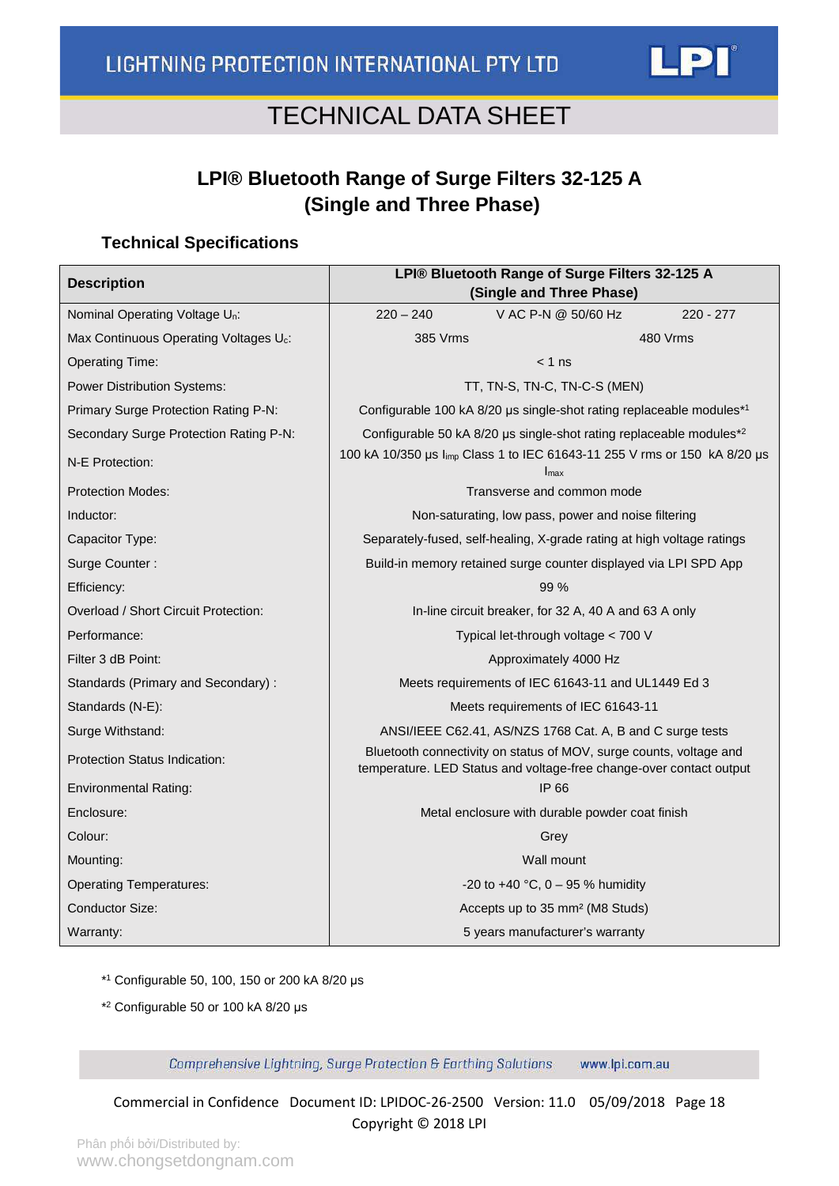# TECHNICAL DATA SHEET

## LPI® Bluetooth Range of Surge Filters 32-125 A (Single and Three Phase)

### Technical Specifications

| Description | LPI® Bluetooth Range of Surge Filters 32-125 A (Single and Three Phase) |
|---|---|
| Nominal Operating Voltage $U_n$: | 220 – 240 V AC P-N @ 50/60 Hz 220 - 277 |
| Max Continuous Operating Voltages $U_c$: | 385 Vrms 480 Vrms |
| Operating Time: | < 1 ns |
| Power Distribution Systems: | TT, TN-S, TN-C, TN-C-S (MEN) |
| Primary Surge Protection Rating P-N: | Configurable 100 kA 8/20 µs single-shot rating replaceable modules*[1] |
| Secondary Surge Protection Rating P-N: | Configurable 50 kA 8/20 µs single-shot rating replaceable modules*[2] |
| N-E Protection: | 100 kA 10/350 µs $I_{imp}$ Class 1 to IEC 61643-11 255 V rms or 150 kA 8/20 µs $I_{max}$ |
| Protection Modes: | Transverse and common mode |
| Inductor: | Non-saturating, low pass, power and noise filtering |
| Capacitor Type: | Separately-fused, self-healing, X-grade rating at high voltage ratings |
| Surge Counter : | Build-in memory retained surge counter displayed via LPI SPD App |
| Efficiency: | 99 % |
| Overload / Short Circuit Protection: | In-line circuit breaker, for 32 A, 40 A and 63 A only |
| Performance: | Typical let-through voltage < 700 V |
| Filter 3 dB Point: | Approximately 4000 Hz |
| Standards (Primary and Secondary) : | Meets requirements of IEC 61643-11 and UL1449 Ed 3 |
| Standards (N-E): | Meets requirements of IEC 61643-11 |
| Surge Withstand: | ANSI/IEEE C62.41, AS/NZS 1768 Cat. A, B and C surge tests |
| Protection Status Indication: | Bluetooth connectivity on status of MOV, surge counts, voltage and temperature. LED Status and voltage-free change-over contact output |
| Environmental Rating: | IP 66 |
| Enclosure: | Metal enclosure with durable powder coat finish |
| Colour: | Grey |
| Mounting: | Wall mount |
| Operating Temperatures: | -20 to +40 °C, 0 – 95 % humidity |
| Conductor Size: | Accepts up to 35 mm² (M8 Studs) |
| Warranty: | 5 years manufacturer's warranty |

*[1] Configurable 50, 100, 150 or 200 kA 8/20 µs

*[2] Configurable 50 or 100 kA 8/20 µs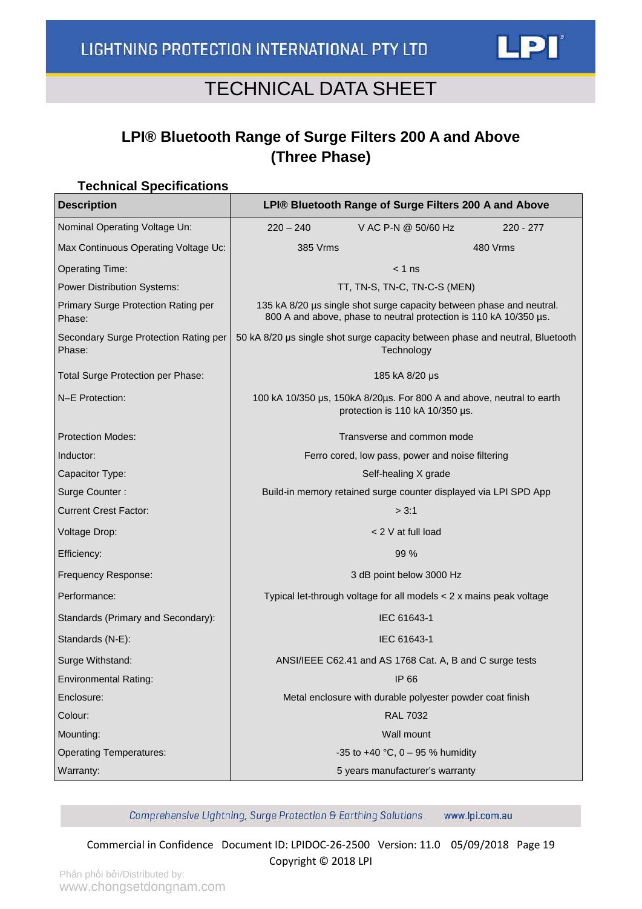# TECHNICAL DATA SHEET

## LPI® Bluetooth Range of Surge Filters 200 A and Above (Three Phase)

### Technical Specifications

| Description | LPI® Bluetooth Range of Surge Filters 200 A and Above |
|---|---|
| Nominal Operating Voltage Un: | 220 – 240 V AC P-N @ 50/60 Hz 220 - 277 |
| Max Continuous Operating Voltage Uc: | 385 Vrms 480 Vrms |
| Operating Time: | < 1 ns |
| Power Distribution Systems: | TT, TN-S, TN-C, TN-C-S (MEN) |
| Primary Surge Protection Rating per Phase: | 135 kA 8/20 µs single shot surge capacity between phase and neutral. 800 A and above, phase to neutral protection is 110 kA 10/350 µs. |
| Secondary Surge Protection Rating per Phase: | 50 kA 8/20 µs single shot surge capacity between phase and neutral, Bluetooth Technology |
| Total Surge Protection per Phase: | 185 kA 8/20 µs |
| N–E Protection: | 100 kA 10/350 µs, 150kA 8/20µs. For 800 A and above, neutral to earth protection is 110 kA 10/350 µs. |
| Protection Modes: | Transverse and common mode |
| Inductor: | Ferro cored, low pass, power and noise filtering |
| Capacitor Type: | Self-healing X grade |
| Surge Counter : | Build-in memory retained surge counter displayed via LPI SPD App |
| Current Crest Factor: | > 3:1 |
| Voltage Drop: | < 2 V at full load |
| Efficiency: | 99 % |
| Frequency Response: | 3 dB point below 3000 Hz |
| Performance: | Typical let-through voltage for all models < 2 x mains peak voltage |
| Standards (Primary and Secondary): | IEC 61643-1 |
| Standards (N-E): | IEC 61643-1 |
| Surge Withstand: | ANSI/IEEE C62.41 and AS 1768 Cat. A, B and C surge tests |
| Environmental Rating: | IP 66 |
| Enclosure: | Metal enclosure with durable polyester powder coat finish |
| Colour: | RAL 7032 |
| Mounting: | Wall mount |
| Operating Temperatures: | -35 to +40 °C, 0 – 95 % humidity |
| Warranty: | 5 years manufacturer's warranty |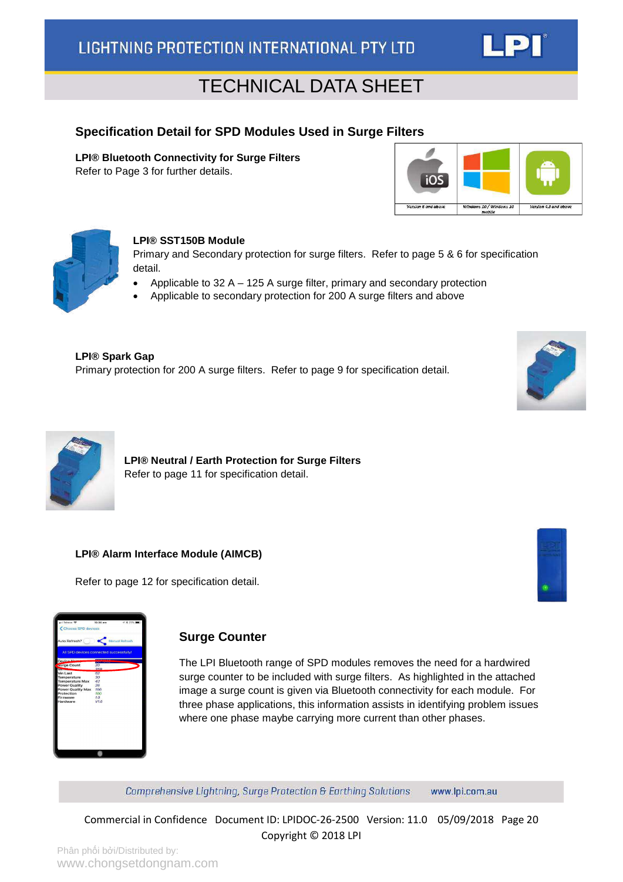## Specification Detail for SPD Modules Used in Surge Filters

**LPI® Bluetooth Connectivity for Surge Filters**
Refer to Page 3 for further details.

| Version 8 and above | Windows 10 / Windows 10 mobile | Version 4.3 and above |
|---|---|---|

**LPI® SST150B Module**
Primary and Secondary protection for surge filters. Refer to page 5 & 6 for specification detail.

- Applicable to 32 A – 125 A surge filter, primary and secondary protection
- Applicable to secondary protection for 200 A surge filters and above

**LPI® Spark Gap**
Primary protection for 200 A surge filters. Refer to page 9 for specification detail.

**LPI® Neutral / Earth Protection for Surge Filters**
Refer to page 11 for specification detail.

**LPI® Alarm Interface Module (AIMCB)**

Refer to page 12 for specification detail.

### Surge Counter

The LPI Bluetooth range of SPD modules removes the need for a hardwired surge counter to be included with surge filters. As highlighted in the attached image a surge count is given via Bluetooth connectivity for each module. For three phase applications, this information assists in identifying problem issues where one phase maybe carrying more current than other phases.

*Comprehensive Lightning, Surge Protection & Earthing Solutions* www.lpi.com.au

Commercial in Confidence Document ID: LPIDOC-26-2500 Version: 11.0 05/09/2018
Copyright © 2018 LPI

Phân phối bởi/Distributed by:
www.chongsetdongnam.com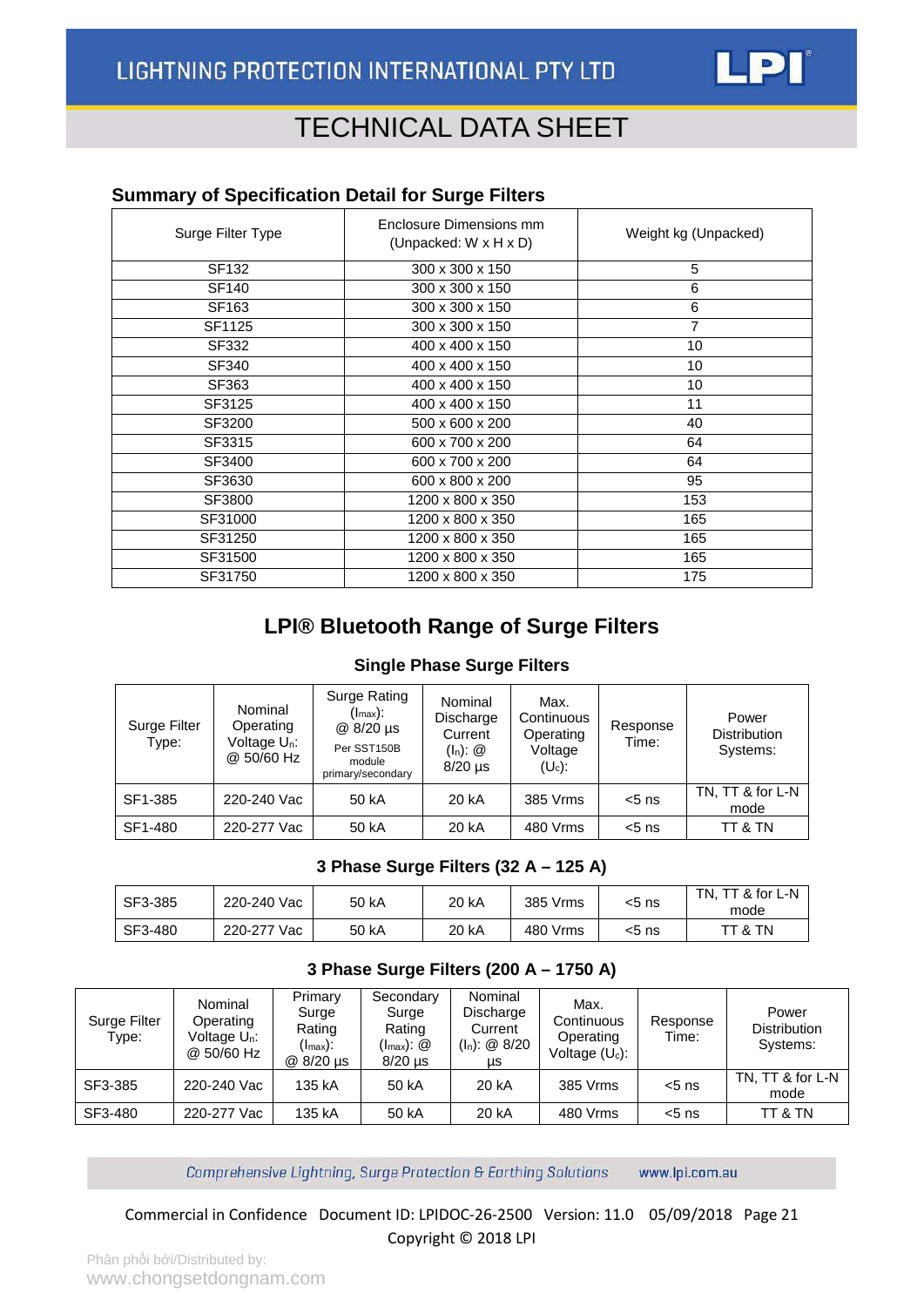## Summary of Specification Detail for Surge Filters

| Surge Filter Type | Enclosure Dimensions mm (Unpacked: W x H x D) | Weight kg (Unpacked) |
|---|---|---|
| SF132 | 300 x 300 x 150 | 5 |
| SF140 | 300 x 300 x 150 | 6 |
| SF163 | 300 x 300 x 150 | 6 |
| SF1125 | 300 x 300 x 150 | 7 |
| SF332 | 400 x 400 x 150 | 10 |
| SF340 | 400 x 400 x 150 | 10 |
| SF363 | 400 x 400 x 150 | 10 |
| SF3125 | 400 x 400 x 150 | 11 |
| SF3200 | 500 x 600 x 200 | 40 |
| SF3315 | 600 x 700 x 200 | 64 |
| SF3400 | 600 x 700 x 200 | 64 |
| SF3630 | 600 x 800 x 200 | 95 |
| SF3800 | 1200 x 800 x 350 | 153 |
| SF31000 | 1200 x 800 x 350 | 165 |
| SF31250 | 1200 x 800 x 350 | 165 |
| SF31500 | 1200 x 800 x 350 | 165 |
| SF31750 | 1200 x 800 x 350 | 175 |

## LPI® Bluetooth Range of Surge Filters

### Single Phase Surge Filters

| Surge Filter Type: | Nominal Operating Voltage $U_n$: @ 50/60 Hz | Surge Rating ($I_{max}$): @ 8/20 µs Per SST150B module primary/secondary | Nominal Discharge Current ($I_n$): @ 8/20 µs | Max. Continuous Operating Voltage ($U_c$): | Response Time: | Power Distribution Systems: |
|---|---|---|---|---|---|---|
| SF1-385 | 220-240 Vac | 50 kA | 20 kA | 385 Vrms | <5 ns | TN, TT & for L-N mode |
| SF1-480 | 220-277 Vac | 50 kA | 20 kA | 480 Vrms | <5 ns | TT & TN |

### 3 Phase Surge Filters (32 A – 125 A)

| Surge Filter Type: | Nominal Operating Voltage $U_n$: @ 50/60 Hz | Surge Rating ($I_{max}$): @ 8/20 µs | Nominal Discharge Current ($I_n$): @ 8/20 µs | Max. Continuous Operating Voltage ($U_c$): | Response Time: | Power Distribution Systems: |
|---|---|---|---|---|---|---|
| SF3-385 | 220-240 Vac | 50 kA | 20 kA | 385 Vrms | <5 ns | TN, TT & for L-N mode |
| SF3-480 | 220-277 Vac | 50 kA | 20 kA | 480 Vrms | <5 ns | TT & TN |

### 3 Phase Surge Filters (200 A – 1750 A)

| Surge Filter Type: | Nominal Operating Voltage $U_n$: @ 50/60 Hz | Primary Surge Rating ($I_{max}$): @ 8/20 µs | Secondary Surge Rating ($I_{max}$): @ 8/20 µs | Nominal Discharge Current ($I_n$): @ 8/20 µs | Max. Continuous Operating Voltage ($U_c$): | Response Time: | Power Distribution Systems: |
|---|---|---|---|---|---|---|---|
| SF3-385 | 220-240 Vac | 135 kA | 50 kA | 20 kA | 385 Vrms | <5 ns | TN, TT & for L-N mode |
| SF3-480 | 220-277 Vac | 135 kA | 50 kA | 20 kA | 480 Vrms | <5 ns | TT & TN |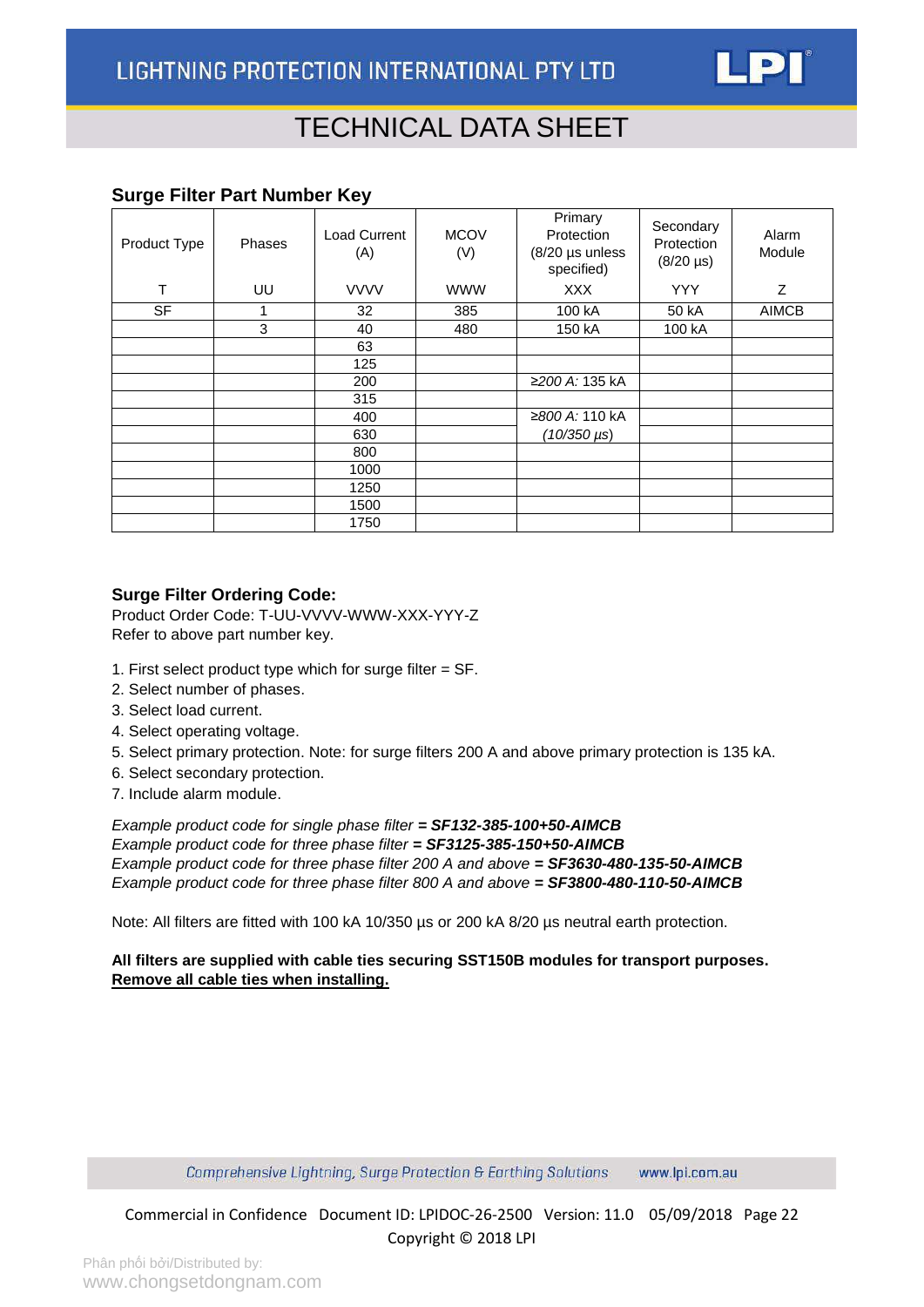## Surge Filter Part Number Key

| Product Type | Phases | Load Current (A) | MCOV (V) | Primary Protection (8/20 µs unless specified) | Secondary Protection (8/20 µs) | Alarm Module |
|---|---|---|---|---|---|---|
| T | UU | VVVV | WWW | XXX | YYY | Z |
| SF | 1 | 32 | 385 | 100 kA | 50 kA | AIMCB |
| | 3 | 40 | 480 | 150 kA | 100 kA | |
| | | 63 | | | | |
| | | 125 | | | | |
| | | 200 | | *≥200 A:* 135 kA | | |
| | | 315 | | | | |
| | | 400 | | *≥800 A:* 110 kA | | |
| | | 630 | | *(10/350 µs)* | | |
| | | 800 | | | | |
| | | 1000 | | | | |
| | | 1250 | | | | |
| | | 1500 | | | | |
| | | 1750 | | | | |

## Surge Filter Ordering Code:

Product Order Code: T-UU-VVVV-WWW-XXX-YYY-Z
Refer to above part number key.

1. First select product type which for surge filter = SF.
2. Select number of phases.
3. Select load current.
4. Select operating voltage.
5. Select primary protection. Note: for surge filters 200 A and above primary protection is 135 kA.
6. Select secondary protection.
7. Include alarm module.

*Example product code for single phase filter* ***= SF132-385-100+50-AIMCB***
*Example product code for three phase filter* ***= SF3125-385-150+50-AIMCB***
*Example product code for three phase filter 200 A and above* ***= SF3630-480-135-50-AIMCB***
*Example product code for three phase filter 800 A and above* ***= SF3800-480-110-50-AIMCB***

Note: All filters are fitted with 100 kA 10/350 µs or 200 kA 8/20 µs neutral earth protection.

**All filters are supplied with cable ties securing SST150B modules for transport purposes.**
**<u>Remove all cable ties when installing.</u>**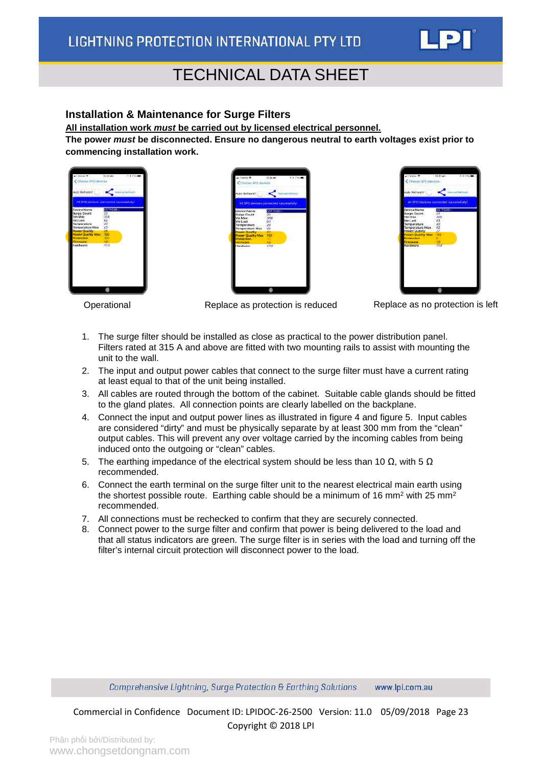## Installation & Maintenance for Surge Filters

**All installation work *must* be carried out by licensed electrical personnel.**

**The power *must* be disconnected. Ensure no dangerous neutral to earth voltages exist prior to commencing installation work.**

Operational | Replace as protection is reduced | Replace as no protection is left

1. The surge filter should be installed as close as practical to the power distribution panel. Filters rated at 315 A and above are fitted with two mounting rails to assist with mounting the unit to the wall.
2. The input and output power cables that connect to the surge filter must have a current rating at least equal to that of the unit being installed.
3. All cables are routed through the bottom of the cabinet. Suitable cable glands should be fitted to the gland plates. All connection points are clearly labelled on the backplane.
4. Connect the input and output power lines as illustrated in figure 4 and figure 5. Input cables are considered "dirty" and must be physically separate by at least 300 mm from the "clean" output cables. This will prevent any over voltage carried by the incoming cables from being induced onto the outgoing or "clean" cables.
5. The earthing impedance of the electrical system should be less than 10 Ω, with 5 Ω recommended.
6. Connect the earth terminal on the surge filter unit to the nearest electrical main earth using the shortest possible route. Earthing cable should be a minimum of 16 $mm^2$ with 25 $mm^2$ recommended.
7. All connections must be rechecked to confirm that they are securely connected.
8. Connect power to the surge filter and confirm that power is being delivered to the load and that all status indicators are green. The surge filter is in series with the load and turning off the filter's internal circuit protection will disconnect power to the load.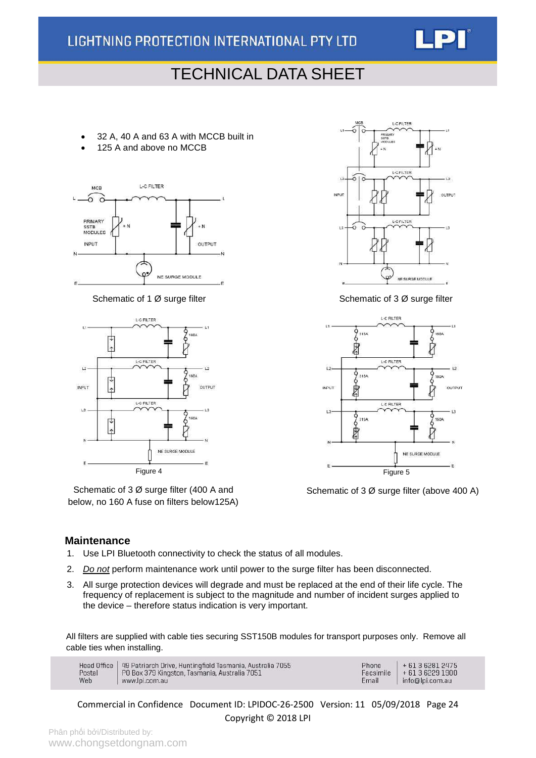- 32 A, 40 A and 63 A with MCCB built in
- 125 A and above no MCCB

Schematic of 1 Ø surge filter

Schematic of 3 Ø surge filter

Figure 4

Schematic of 3 Ø surge filter (400 A and below, no 160 A fuse on filters below125A)

Figure 5

Schematic of 3 Ø surge filter (above 400 A)

## Maintenance

1. Use LPI Bluetooth connectivity to check the status of all modules.
2. *Do not* perform maintenance work until power to the surge filter has been disconnected.
3. All surge protection devices will degrade and must be replaced at the end of their life cycle. The frequency of replacement is subject to the magnitude and number of incident surges applied to the device – therefore status indication is very important.

All filters are supplied with cable ties securing SST150B modules for transport purposes only. Remove all cable ties when installing.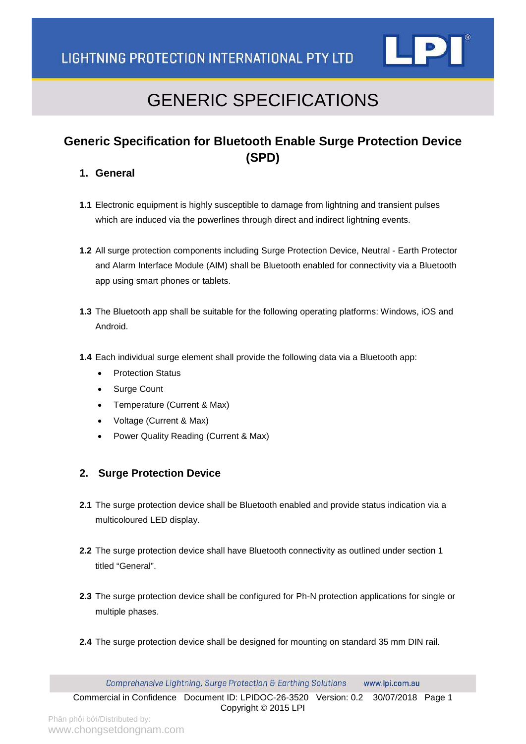# GENERIC SPECIFICATIONS

## Generic Specification for Bluetooth Enable Surge Protection Device (SPD)

### 1. General

**1.1** Electronic equipment is highly susceptible to damage from lightning and transient pulses which are induced via the powerlines through direct and indirect lightning events.

**1.2** All surge protection components including Surge Protection Device, Neutral - Earth Protector and Alarm Interface Module (AIM) shall be Bluetooth enabled for connectivity via a Bluetooth app using smart phones or tablets.

**1.3** The Bluetooth app shall be suitable for the following operating platforms: Windows, iOS and Android.

**1.4** Each individual surge element shall provide the following data via a Bluetooth app:

- Protection Status
- Surge Count
- Temperature (Current & Max)
- Voltage (Current & Max)
- Power Quality Reading (Current & Max)

### 2. Surge Protection Device

**2.1** The surge protection device shall be Bluetooth enabled and provide status indication via a multicoloured LED display.

**2.2** The surge protection device shall have Bluetooth connectivity as outlined under section 1 titled “General”.

**2.3** The surge protection device shall be configured for Ph-N protection applications for single or multiple phases.

**2.4** The surge protection device shall be designed for mounting on standard 35 mm DIN rail.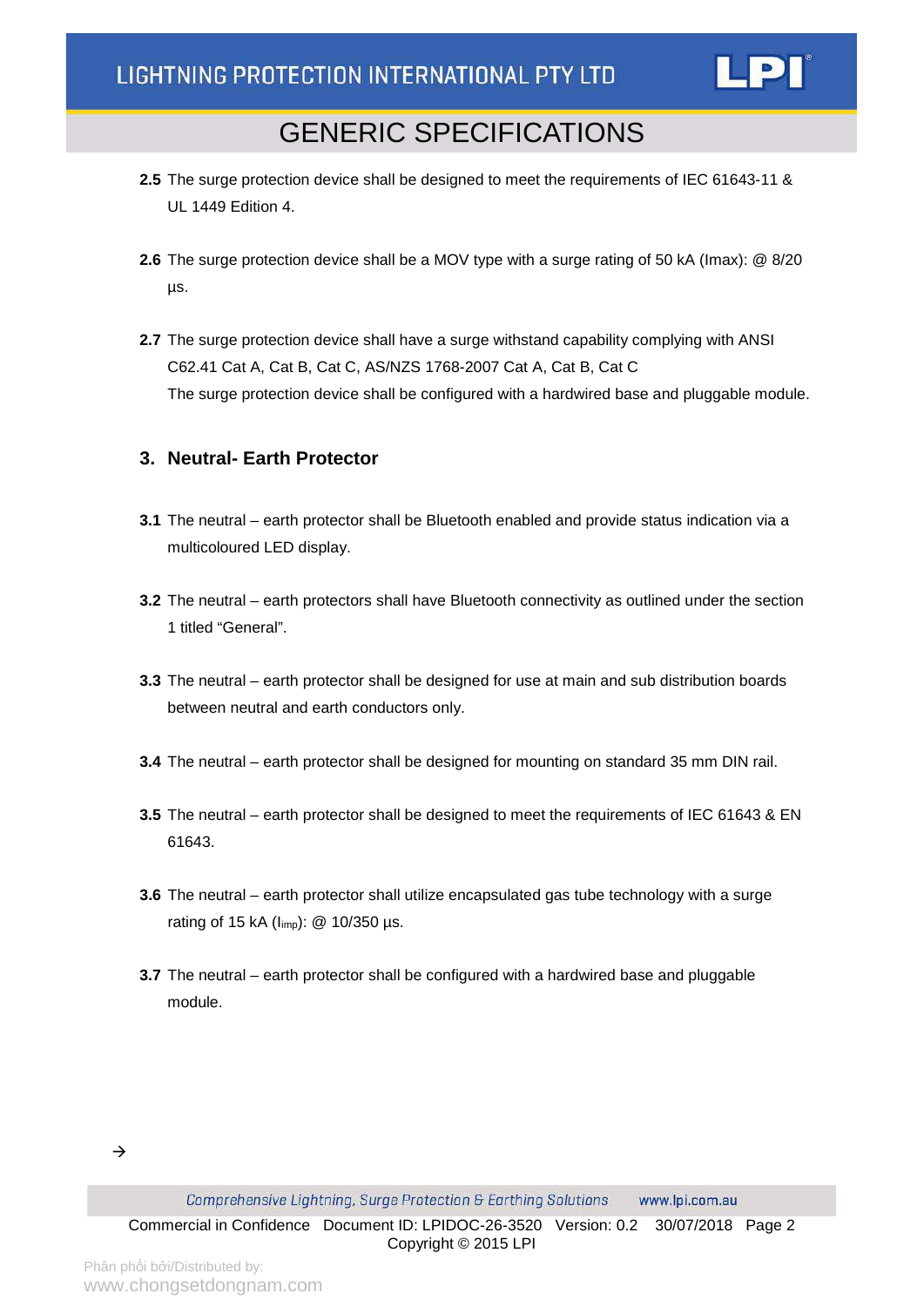**2.5** The surge protection device shall be designed to meet the requirements of IEC 61643-11 & UL 1449 Edition 4.

**2.6** The surge protection device shall be a MOV type with a surge rating of 50 kA (Imax): @ 8/20 µs.

**2.7** The surge protection device shall have a surge withstand capability complying with ANSI C62.41 Cat A, Cat B, Cat C, AS/NZS 1768-2007 Cat A, Cat B, Cat C
The surge protection device shall be configured with a hardwired base and pluggable module.

## 3. Neutral- Earth Protector

**3.1** The neutral – earth protector shall be Bluetooth enabled and provide status indication via a multicoloured LED display.

**3.2** The neutral – earth protectors shall have Bluetooth connectivity as outlined under the section 1 titled "General".

**3.3** The neutral – earth protector shall be designed for use at main and sub distribution boards between neutral and earth conductors only.

**3.4** The neutral – earth protector shall be designed for mounting on standard 35 mm DIN rail.

**3.5** The neutral – earth protector shall be designed to meet the requirements of IEC 61643 & EN 61643.

**3.6** The neutral – earth protector shall utilize encapsulated gas tube technology with a surge rating of 15 kA ($I_{imp}$): @ 10/350 µs.

**3.7** The neutral – earth protector shall be configured with a hardwired base and pluggable module.

→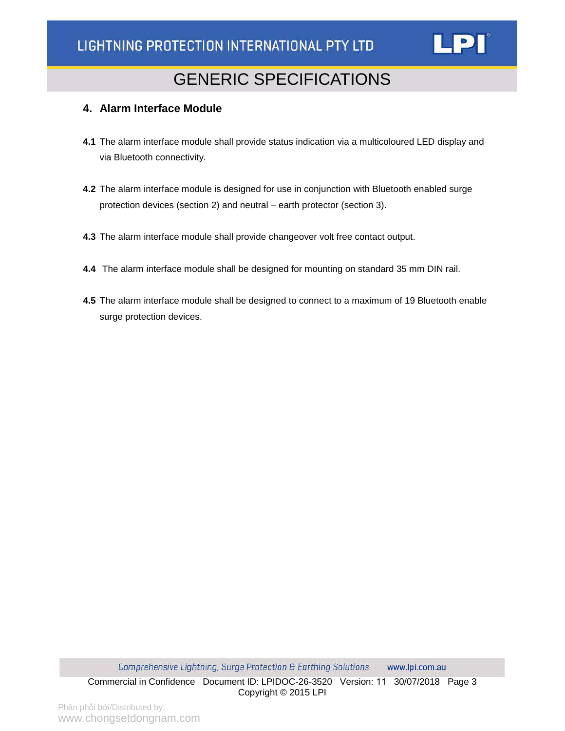## 4. Alarm Interface Module

**4.1** The alarm interface module shall provide status indication via a multicoloured LED display and via Bluetooth connectivity.

**4.2** The alarm interface module is designed for use in conjunction with Bluetooth enabled surge protection devices (section 2) and neutral – earth protector (section 3).

**4.3** The alarm interface module shall provide changeover volt free contact output.

**4.4** The alarm interface module shall be designed for mounting on standard 35 mm DIN rail.

**4.5** The alarm interface module shall be designed to connect to a maximum of 19 Bluetooth enable surge protection devices.